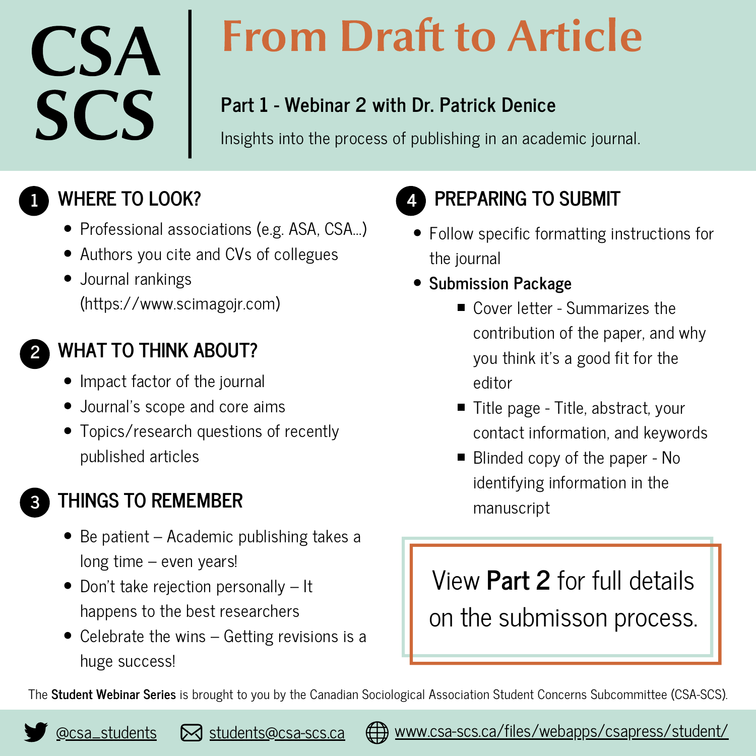# CSA SCS

# From Draft to Article

**Part 1 - Webinar 2 with Dr. Patrick Denice**

Insights into the process of publishing in an academic journal.

## 1 WHERE TO LOOK?

- Professional associations (e.g. ASA, CSA...)
- Authors you cite and CVs of collegues
- Journal rankings (https://www.scimagojr.com)

## 2 WHAT TO THINK ABOUT?

- Impact factor of the journal
- Journal's scope and core aims
- Topics/research questions of recently published articles

## 3 THINGS TO REMEMBER

- Be patient – Academic publishing takes a long time – even years!
- Don't take rejection personally – It happens to the best researchers
- Celebrate the wins – Getting revisions is a huge success!

## 4 PREPARING TO SUBMIT

- Follow specific formatting instructions for the journal
- **Submission Package**
  - Cover letter - Summarizes the contribution of the paper, and why you think it's a good fit for the editor
  - Title page - Title, abstract, your contact information, and keywords
  - Blinded copy of the paper - No identifying information in the manuscript

View **Part 2** for full details on the submisson process.

The **Student Webinar Series** is brought to you by the Canadian Sociological Association Student Concerns Subcommittee (CSA-SCS).

@csa_students | students@csa-scs.ca | www.csa-scs.ca/files/webapps/csapress/student/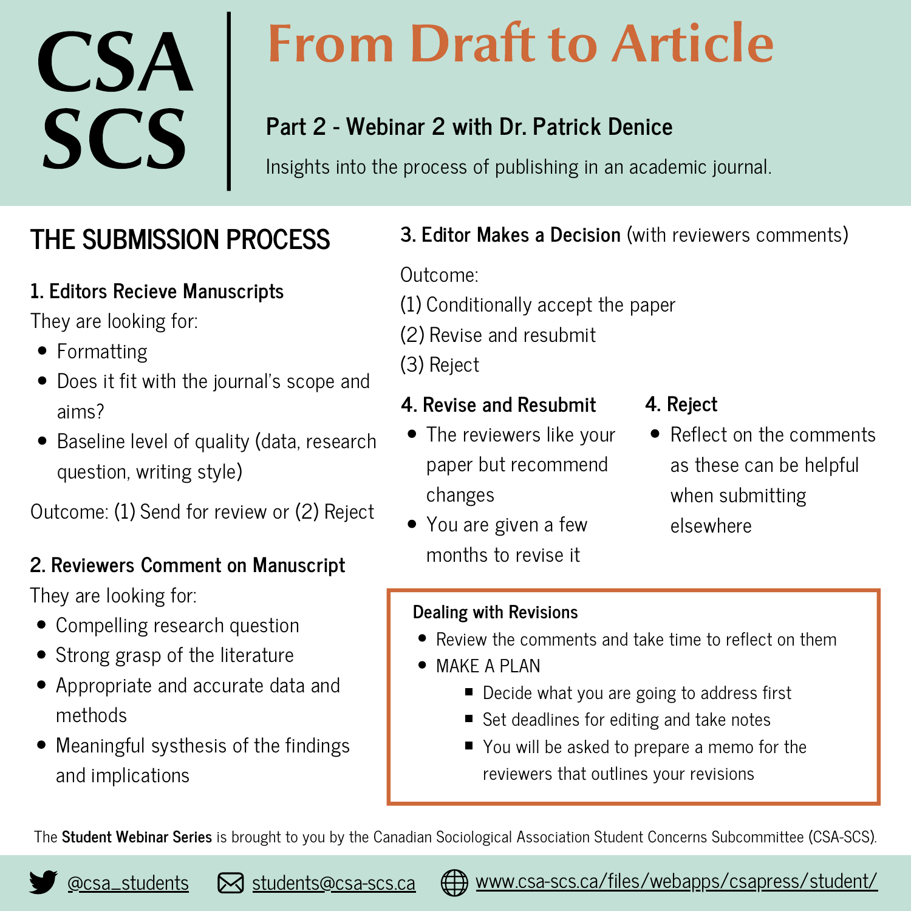# CSA SCS

# From Draft to Article

**Part 2 - Webinar 2 with Dr. Patrick Denice**

Insights into the process of publishing in an academic journal.

## THE SUBMISSION PROCESS

### 1. Editors Recieve Manuscripts

They are looking for:

- Formatting
- Does it fit with the journal's scope and aims?
- Baseline level of quality (data, research question, writing style)

Outcome: (1) Send for review or (2) Reject

### 2. Reviewers Comment on Manuscript

They are looking for:

- Compelling research question
- Strong grasp of the literature
- Appropriate and accurate data and methods
- Meaningful systhesis of the findings and implications

### 3. Editor Makes a Decision (with reviewers comments)

Outcome:

(1) Conditionally accept the paper

(2) Revise and resubmit

(3) Reject

### 4. Revise and Resubmit

- The reviewers like your paper but recommend changes
- You are given a few months to revise it

### 4. Reject

- Reflect on the comments as these can be helpful when submitting elsewhere

**Dealing with Revisions**

- Review the comments and take time to reflect on them
- MAKE A PLAN
  - Decide what you are going to address first
  - Set deadlines for editing and take notes
  - You will be asked to prepare a memo for the reviewers that outlines your revisions

The **Student Webinar Series** is brought to you by the Canadian Sociological Association Student Concerns Subcommittee (CSA-SCS).

@csa_students | students@csa-scs.ca | www.csa-scs.ca/files/webapps/csapress/student/